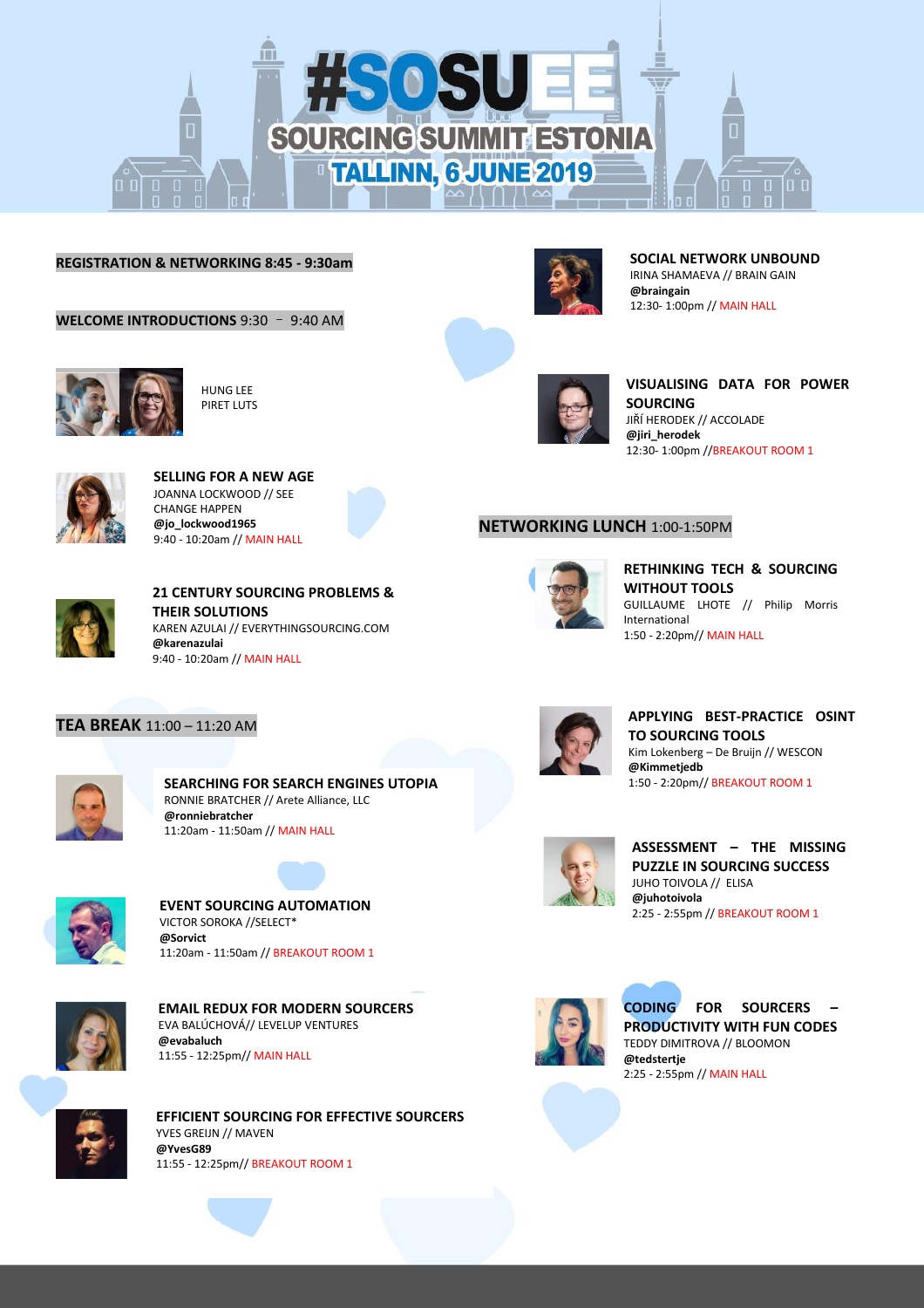# #SOSUEE

## SOURCING SUMMIT ESTONIA

## TALLINN, 6 JUNE 2019

**REGISTRATION & NETWORKING 8:45 - 9:30am**

**WELCOME INTRODUCTIONS** 9:30 – 9:40 AM

HUNG LEE
PIRET LUTS

**SELLING FOR A NEW AGE**
JOANNA LOCKWOOD // SEE CHANGE HAPPEN
**@jo_lockwood1965**
9:40 - 10:20am // MAIN HALL

**21 CENTURY SOURCING PROBLEMS & THEIR SOLUTIONS**
KAREN AZULAI // EVERYTHINGSOURCING.COM
**@karenazulai**
9:40 - 10:20am // MAIN HALL

**TEA BREAK** 11:00 – 11:20 AM

**SEARCHING FOR SEARCH ENGINES UTOPIA**
RONNIE BRATCHER // Arete Alliance, LLC
**@ronniebratcher**
11:20am - 11:50am // MAIN HALL

**EVENT SOURCING AUTOMATION**
VICTOR SOROKA //SELECT*
**@Sorvict**
11:20am - 11:50am // BREAKOUT ROOM 1

**EMAIL REDUX FOR MODERN SOURCERS**
EVA BALÚCHOVÁ// LEVELUP VENTURES
**@evabaluch**
11:55 - 12:25pm// MAIN HALL

**EFFICIENT SOURCING FOR EFFECTIVE SOURCERS**
YVES GREIJN // MAVEN
**@YvesG89**
11:55 - 12:25pm// BREAKOUT ROOM 1

**SOCIAL NETWORK UNBOUND**
IRINA SHAMAEVA // BRAIN GAIN
**@braingain**
12:30- 1:00pm // MAIN HALL

**VISUALISING DATA FOR POWER SOURCING**
JIŘÍ HERODEK // ACCOLADE
**@jiri_herodek**
12:30- 1:00pm //BREAKOUT ROOM 1

**NETWORKING LUNCH** 1:00-1:50PM

**RETHINKING TECH & SOURCING WITHOUT TOOLS**
GUILLAUME LHOTE // Philip Morris International
1:50 - 2:20pm// MAIN HALL

**APPLYING BEST-PRACTICE OSINT TO SOURCING TOOLS**
Kim Lokenberg – De Bruijn // WESCON
**@Kimmetjedb**
1:50 - 2:20pm// BREAKOUT ROOM 1

**ASSESSMENT – THE MISSING PUZZLE IN SOURCING SUCCESS**
JUHO TOIVOLA // ELISA
**@juhotoivola**
2:25 - 2:55pm // BREAKOUT ROOM 1

**CODING FOR SOURCERS – PRODUCTIVITY WITH FUN CODES**
TEDDY DIMITROVA // BLOOMON
**@tedstertje**
2:25 - 2:55pm // MAIN HALL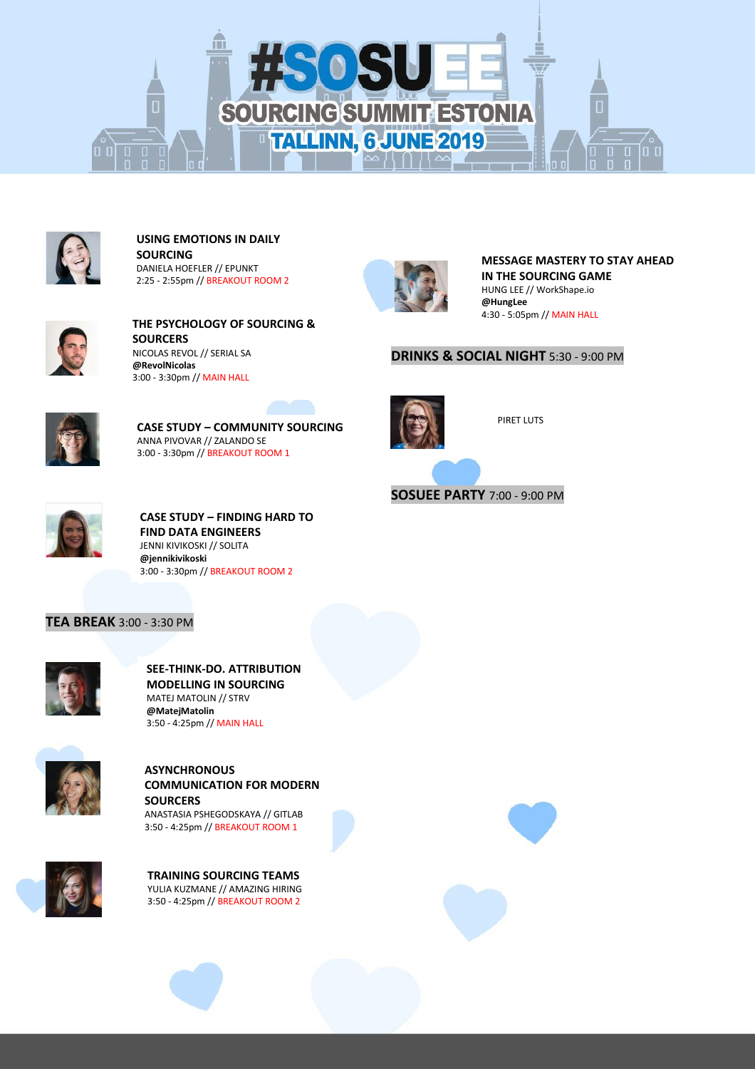# #SOSUEE

## SOURCING SUMMIT ESTONIA

### TALLINN, 6 JUNE 2019

**USING EMOTIONS IN DAILY SOURCING**
DANIELA HOEFLER // EPUNKT
2:25 - 2:55pm // BREAKOUT ROOM 2

**THE PSYCHOLOGY OF SOURCING & SOURCERS**
NICOLAS REVOL // SERIAL SA
**@RevolNicolas**
3:00 - 3:30pm // MAIN HALL

**CASE STUDY – COMMUNITY SOURCING**
ANNA PIVOVAR // ZALANDO SE
3:00 - 3:30pm // BREAKOUT ROOM 1

**CASE STUDY – FINDING HARD TO FIND DATA ENGINEERS**
JENNI KIVIKOSKI // SOLITA
**@jennikivikoski**
3:00 - 3:30pm // BREAKOUT ROOM 2

**TEA BREAK** 3:00 - 3:30 PM

**SEE-THINK-DO. ATTRIBUTION MODELLING IN SOURCING**
MATEJ MATOLIN // STRV
**@MatejMatolin**
3:50 - 4:25pm // MAIN HALL

**ASYNCHRONOUS COMMUNICATION FOR MODERN SOURCERS**
ANASTASIA PSHEGODSKAYA // GITLAB
3:50 - 4:25pm // BREAKOUT ROOM 1

**TRAINING SOURCING TEAMS**
YULIA KUZMANE // AMAZING HIRING
3:50 - 4:25pm // BREAKOUT ROOM 2

**MESSAGE MASTERY TO STAY AHEAD IN THE SOURCING GAME**
HUNG LEE // WorkShape.io
**@HungLee**
4:30 - 5:05pm // MAIN HALL

**DRINKS & SOCIAL NIGHT** 5:30 - 9:00 PM

PIRET LUTS

**SOSUEE PARTY** 7:00 - 9:00 PM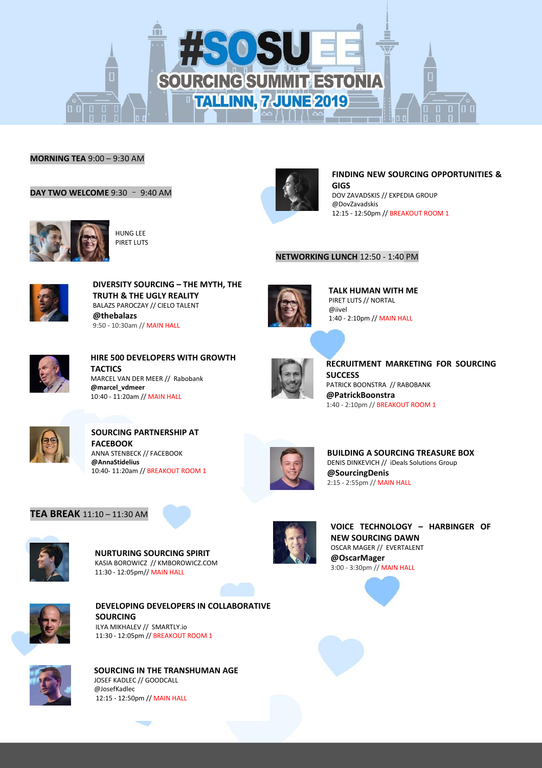# #SOSUEE

## SOURCING SUMMIT ESTONIA

### TALLINN, 7 JUNE 2019

**MORNING TEA** 9:00 – 9:30 AM

**DAY TWO WELCOME** 9:30 – 9:40 AM

HUNG LEE
PIRET LUTS

**DIVERSITY SOURCING – THE MYTH, THE TRUTH & THE UGLY REALITY**
BALAZS PAROCZAY // CIELO TALENT
**@thebalazs**
9:50 - 10:30am // MAIN HALL

**HIRE 500 DEVELOPERS WITH GROWTH TACTICS**
MARCEL VAN DER MEER // Rabobank
**@marcel_vdmeer**
10:40 - 11:20am // MAIN HALL

**SOURCING PARTNERSHIP AT FACEBOOK**
ANNA STENBECK // FACEBOOK
**@AnnaStidelius**
10:40- 11:20am // BREAKOUT ROOM 1

**TEA BREAK** 11:10 – 11:30 AM

**NURTURING SOURCING SPIRIT**
KASIA BOROWICZ // KMBOROWICZ.COM
11:30 - 12:05pm// MAIN HALL

**DEVELOPING DEVELOPERS IN COLLABORATIVE SOURCING**
ILYA MIKHALEV // SMARTLY.io
11:30 - 12:05pm // BREAKOUT ROOM 1

**SOURCING IN THE TRANSHUMAN AGE**
JOSEF KADLEC // GOODCALL
@JosefKadlec
12:15 - 12:50pm // MAIN HALL

**FINDING NEW SOURCING OPPORTUNITIES & GIGS**
DOV ZAVADSKIS // EXPEDIA GROUP
@DovZavadskis
12:15 - 12:50pm // BREAKOUT ROOM 1

**NETWORKING LUNCH** 12:50 - 1:40 PM

**TALK HUMAN WITH ME**
PIRET LUTS // NORTAL
@iivel
1:40 - 2:10pm // MAIN HALL

**RECRUITMENT MARKETING FOR SOURCING SUCCESS**
PATRICK BOONSTRA // RABOBANK
**@PatrickBoonstra**
1:40 - 2:10pm // BREAKOUT ROOM 1

**BUILDING A SOURCING TREASURE BOX**
DENIS DINKEVICH // iDeals Solutions Group
**@SourcingDenis**
2:15 - 2:55pm // MAIN HALL

**VOICE TECHNOLOGY – HARBINGER OF NEW SOURCING DAWN**
OSCAR MAGER // EVERTALENT
**@OscarMager**
3:00 - 3:30pm // MAIN HALL